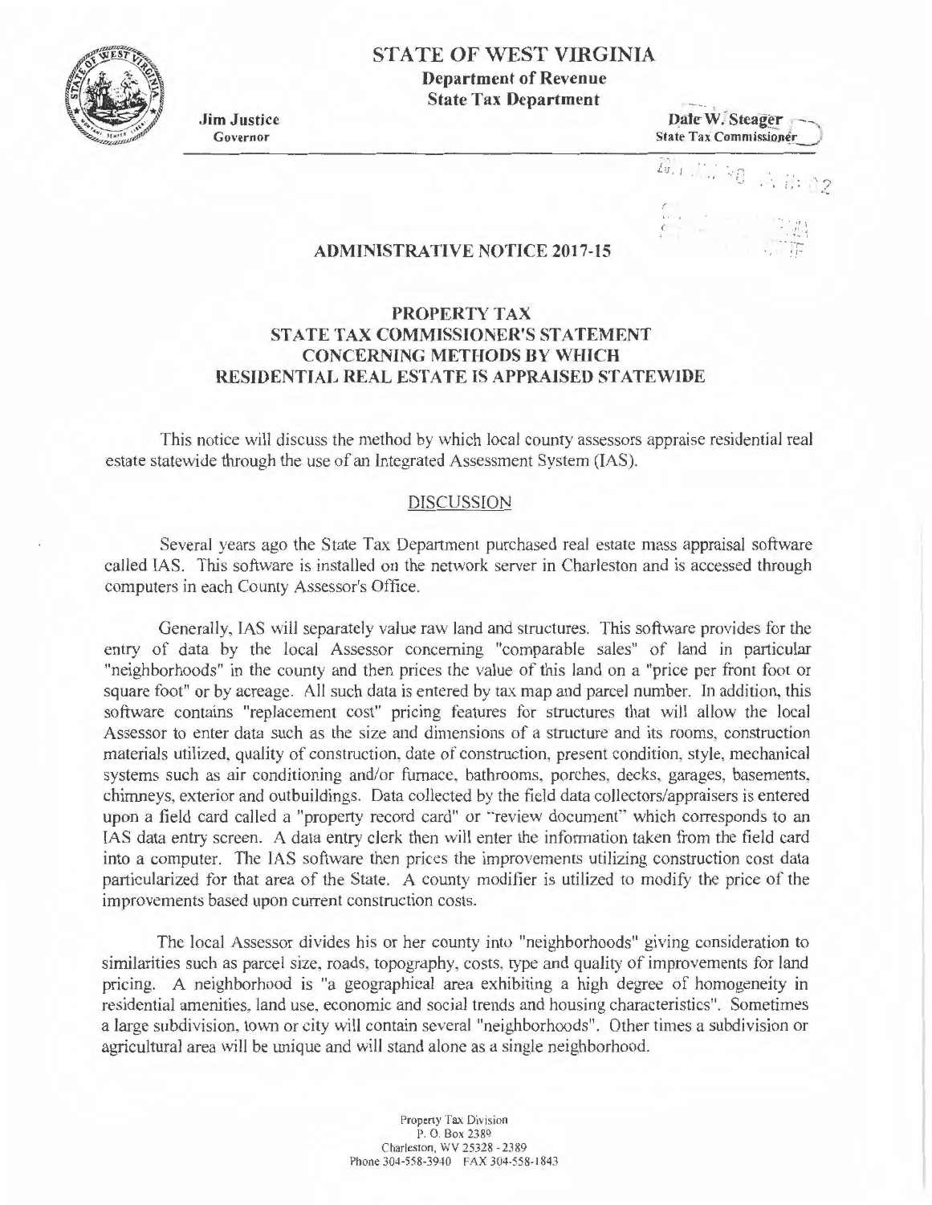# STATE OF WEST VIRGINIA
## Department of Revenue
## State Tax Department

**Jim Justice**
Governor

**Dale W. Steager**
State Tax Commissioner

## ADMINISTRATIVE NOTICE 2017-15

## PROPERTY TAX
## STATE TAX COMMISSIONER'S STATEMENT CONCERNING METHODS BY WHICH RESIDENTIAL REAL ESTATE IS APPRAISED STATEWIDE

This notice will discuss the method by which local county assessors appraise residential real estate statewide through the use of an Integrated Assessment System (IAS).

### DISCUSSION

Several years ago the State Tax Department purchased real estate mass appraisal software called IAS. This software is installed on the network server in Charleston and is accessed through computers in each County Assessor's Office.

Generally, IAS will separately value raw land and structures. This software provides for the entry of data by the local Assessor concerning "comparable sales" of land in particular "neighborhoods" in the county and then prices the value of this land on a "price per front foot or square foot" or by acreage. All such data is entered by tax map and parcel number. In addition, this software contains "replacement cost" pricing features for structures that will allow the local Assessor to enter data such as the size and dimensions of a structure and its rooms, construction materials utilized, quality of construction, date of construction, present condition, style, mechanical systems such as air conditioning and/or furnace, bathrooms, porches, decks, garages, basements, chimneys, exterior and outbuildings. Data collected by the field data collectors/appraisers is entered upon a field card called a "property record card" or "review document" which corresponds to an IAS data entry screen. A data entry clerk then will enter the information taken from the field card into a computer. The IAS software then prices the improvements utilizing construction cost data particularized for that area of the State. A county modifier is utilized to modify the price of the improvements based upon current construction costs.

The local Assessor divides his or her county into "neighborhoods" giving consideration to similarities such as parcel size, roads, topography, costs, type and quality of improvements for land pricing. A neighborhood is "a geographical area exhibiting a high degree of homogeneity in residential amenities, land use, economic and social trends and housing characteristics". Sometimes a large subdivision, town or city will contain several "neighborhoods". Other times a subdivision or agricultural area will be unique and will stand alone as a single neighborhood.

Property Tax Division
P. O. Box 2389
Charleston, WV 25328 - 2389
Phone 304-558-3940 FAX 304-558-1843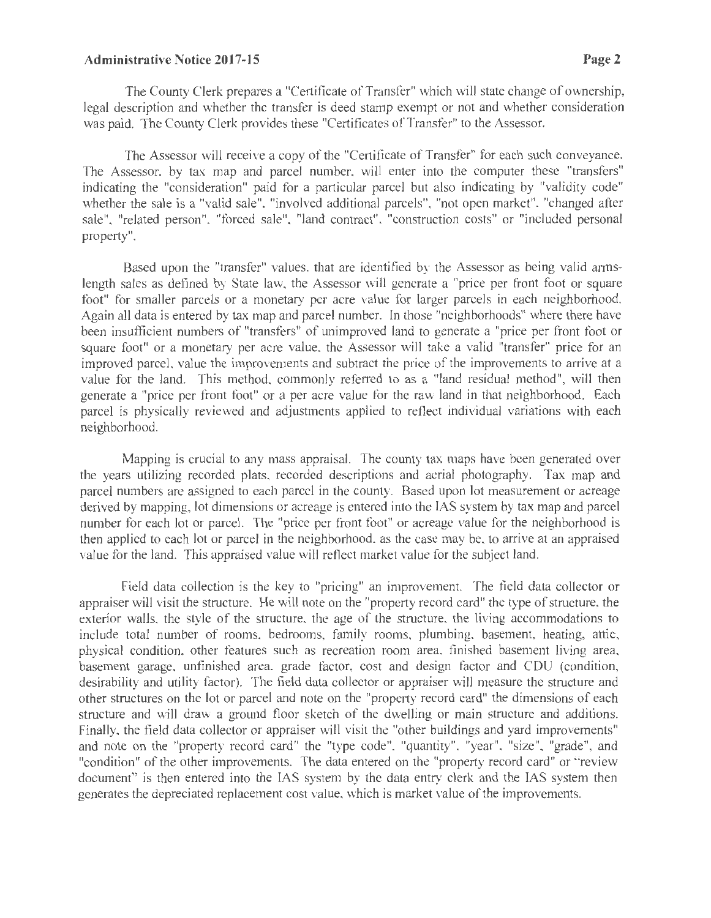The County Clerk prepares a "Certificate of Transfer" which will state change of ownership, legal description and whether the transfer is deed stamp exempt or not and whether consideration was paid. The County Clerk provides these "Certificates of Transfer" to the Assessor.

The Assessor will receive a copy of the "Certificate of Transfer" for each such conveyance. The Assessor, by tax map and parcel number, will enter into the computer these "transfers" indicating the "consideration" paid for a particular parcel but also indicating by "validity code" whether the sale is a "valid sale", "involved additional parcels", "not open market", "changed after sale", "related person", "forced sale", "land contract", "construction costs" or "included personal property".

Based upon the "transfer" values, that are identified by the Assessor as being valid arms-length sales as defined by State law, the Assessor will generate a "price per front foot or square foot" for smaller parcels or a monetary per acre value for larger parcels in each neighborhood. Again all data is entered by tax map and parcel number. In those "neighborhoods" where there have been insufficient numbers of "transfers" of unimproved land to generate a "price per front foot or square foot" or a monetary per acre value, the Assessor will take a valid "transfer" price for an improved parcel, value the improvements and subtract the price of the improvements to arrive at a value for the land. This method, commonly referred to as a "land residual method", will then generate a "price per front foot" or a per acre value for the raw land in that neighborhood. Each parcel is physically reviewed and adjustments applied to reflect individual variations with each neighborhood.

Mapping is crucial to any mass appraisal. The county tax maps have been generated over the years utilizing recorded plats, recorded descriptions and aerial photography. Tax map and parcel numbers are assigned to each parcel in the county. Based upon lot measurement or acreage derived by mapping, lot dimensions or acreage is entered into the IAS system by tax map and parcel number for each lot or parcel. The "price per front foot" or acreage value for the neighborhood is then applied to each lot or parcel in the neighborhood, as the case may be, to arrive at an appraised value for the land. This appraised value will reflect market value for the subject land.

Field data collection is the key to "pricing" an improvement. The field data collector or appraiser will visit the structure. He will note on the "property record card" the type of structure, the exterior walls, the style of the structure, the age of the structure, the living accommodations to include total number of rooms, bedrooms, family rooms, plumbing, basement, heating, attic, physical condition, other features such as recreation room area, finished basement living area, basement garage, unfinished area, grade factor, cost and design factor and CDU (condition, desirability and utility factor). The field data collector or appraiser will measure the structure and other structures on the lot or parcel and note on the "property record card" the dimensions of each structure and will draw a ground floor sketch of the dwelling or main structure and additions. Finally, the field data collector or appraiser will visit the "other buildings and yard improvements" and note on the "property record card" the "type code", "quantity", "year", "size", "grade", and "condition" of the other improvements. The data entered on the "property record card" or "review document" is then entered into the IAS system by the data entry clerk and the IAS system then generates the depreciated replacement cost value, which is market value of the improvements.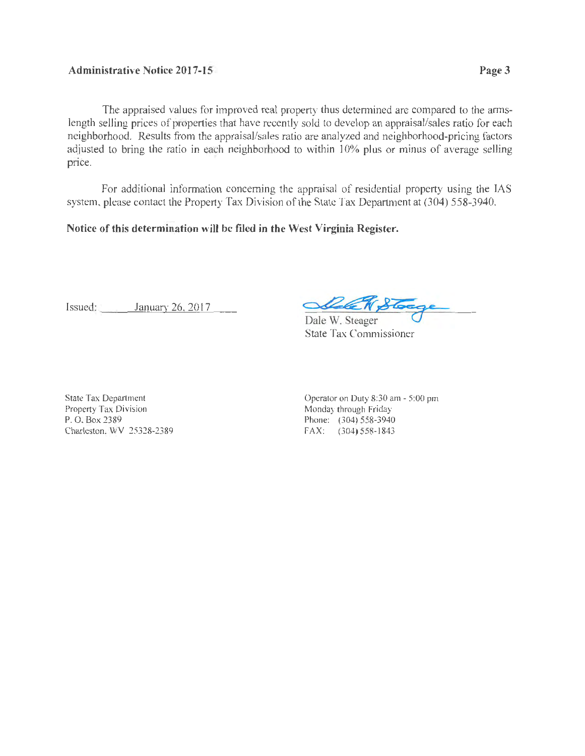The appraised values for improved real property thus determined are compared to the arms-length selling prices of properties that have recently sold to develop an appraisal/sales ratio for each neighborhood. Results from the appraisal/sales ratio are analyzed and neighborhood-pricing factors adjusted to bring the ratio in each neighborhood to within 10% plus or minus of average selling price.

For additional information concerning the appraisal of residential property using the IAS system, please contact the Property Tax Division of the State Tax Department at (304) 558-3940.

**Notice of this determination will be filed in the West Virginia Register.**

Issued: January 26, 2017

Dale W. Steager
State Tax Commissioner

State Tax Department
Property Tax Division
P. O. Box 2389
Charleston, WV 25328-2389

Operator on Duty 8:30 am - 5:00 pm
Monday through Friday
Phone: (304) 558-3940
FAX: (304) 558-1843